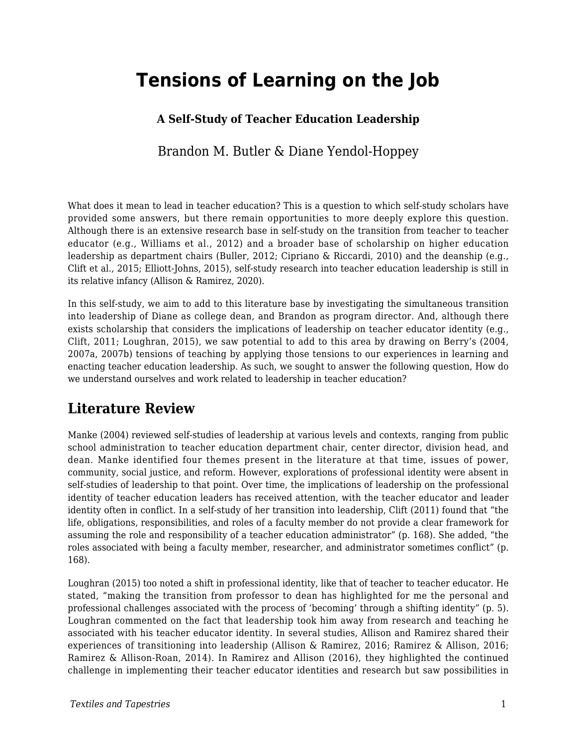# Tensions of Learning on the Job

**A Self-Study of Teacher Education Leadership**

Brandon M. Butler & Diane Yendol-Hoppey

What does it mean to lead in teacher education? This is a question to which self-study scholars have provided some answers, but there remain opportunities to more deeply explore this question. Although there is an extensive research base in self-study on the transition from teacher to teacher educator (e.g., Williams et al., 2012) and a broader base of scholarship on higher education leadership as department chairs (Buller, 2012; Cipriano & Riccardi, 2010) and the deanship (e.g., Clift et al., 2015; Elliott-Johns, 2015), self-study research into teacher education leadership is still in its relative infancy (Allison & Ramirez, 2020).

In this self-study, we aim to add to this literature base by investigating the simultaneous transition into leadership of Diane as college dean, and Brandon as program director. And, although there exists scholarship that considers the implications of leadership on teacher educator identity (e.g., Clift, 2011; Loughran, 2015), we saw potential to add to this area by drawing on Berry's (2004, 2007a, 2007b) tensions of teaching by applying those tensions to our experiences in learning and enacting teacher education leadership. As such, we sought to answer the following question, How do we understand ourselves and work related to leadership in teacher education?

## Literature Review

Manke (2004) reviewed self-studies of leadership at various levels and contexts, ranging from public school administration to teacher education department chair, center director, division head, and dean. Manke identified four themes present in the literature at that time, issues of power, community, social justice, and reform. However, explorations of professional identity were absent in self-studies of leadership to that point. Over time, the implications of leadership on the professional identity of teacher education leaders has received attention, with the teacher educator and leader identity often in conflict. In a self-study of her transition into leadership, Clift (2011) found that "the life, obligations, responsibilities, and roles of a faculty member do not provide a clear framework for assuming the role and responsibility of a teacher education administrator" (p. 168). She added, "the roles associated with being a faculty member, researcher, and administrator sometimes conflict" (p. 168).

Loughran (2015) too noted a shift in professional identity, like that of teacher to teacher educator. He stated, "making the transition from professor to dean has highlighted for me the personal and professional challenges associated with the process of 'becoming' through a shifting identity" (p. 5). Loughran commented on the fact that leadership took him away from research and teaching he associated with his teacher educator identity. In several studies, Allison and Ramirez shared their experiences of transitioning into leadership (Allison & Ramirez, 2016; Ramirez & Allison, 2016; Ramirez & Allison-Roan, 2014). In Ramirez and Allison (2016), they highlighted the continued challenge in implementing their teacher educator identities and research but saw possibilities in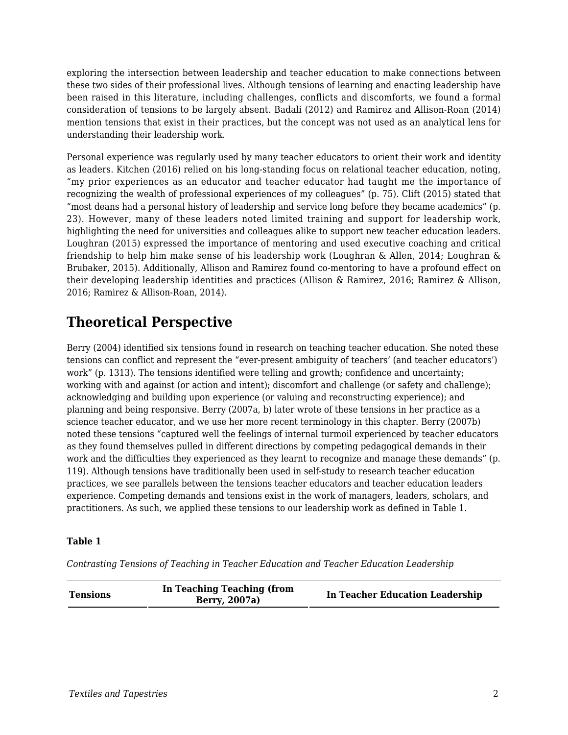exploring the intersection between leadership and teacher education to make connections between these two sides of their professional lives. Although tensions of learning and enacting leadership have been raised in this literature, including challenges, conflicts and discomforts, we found a formal consideration of tensions to be largely absent. Badali (2012) and Ramirez and Allison-Roan (2014) mention tensions that exist in their practices, but the concept was not used as an analytical lens for understanding their leadership work.

Personal experience was regularly used by many teacher educators to orient their work and identity as leaders. Kitchen (2016) relied on his long-standing focus on relational teacher education, noting, "my prior experiences as an educator and teacher educator had taught me the importance of recognizing the wealth of professional experiences of my colleagues" (p. 75). Clift (2015) stated that "most deans had a personal history of leadership and service long before they became academics" (p. 23). However, many of these leaders noted limited training and support for leadership work, highlighting the need for universities and colleagues alike to support new teacher education leaders. Loughran (2015) expressed the importance of mentoring and used executive coaching and critical friendship to help him make sense of his leadership work (Loughran & Allen, 2014; Loughran & Brubaker, 2015). Additionally, Allison and Ramirez found co-mentoring to have a profound effect on their developing leadership identities and practices (Allison & Ramirez, 2016; Ramirez & Allison, 2016; Ramirez & Allison-Roan, 2014).

## Theoretical Perspective

Berry (2004) identified six tensions found in research on teaching teacher education. She noted these tensions can conflict and represent the "ever-present ambiguity of teachers' (and teacher educators') work" (p. 1313). The tensions identified were telling and growth; confidence and uncertainty; working with and against (or action and intent); discomfort and challenge (or safety and challenge); acknowledging and building upon experience (or valuing and reconstructing experience); and planning and being responsive. Berry (2007a, b) later wrote of these tensions in her practice as a science teacher educator, and we use her more recent terminology in this chapter. Berry (2007b) noted these tensions "captured well the feelings of internal turmoil experienced by teacher educators as they found themselves pulled in different directions by competing pedagogical demands in their work and the difficulties they experienced as they learnt to recognize and manage these demands" (p. 119). Although tensions have traditionally been used in self-study to research teacher education practices, we see parallels between the tensions teacher educators and teacher education leaders experience. Competing demands and tensions exist in the work of managers, leaders, scholars, and practitioners. As such, we applied these tensions to our leadership work as defined in Table 1.

**Table 1**

*Contrasting Tensions of Teaching in Teacher Education and Teacher Education Leadership*

| Tensions | In Teaching Teaching (from Berry, 2007a) | In Teacher Education Leadership |
|---|---|---|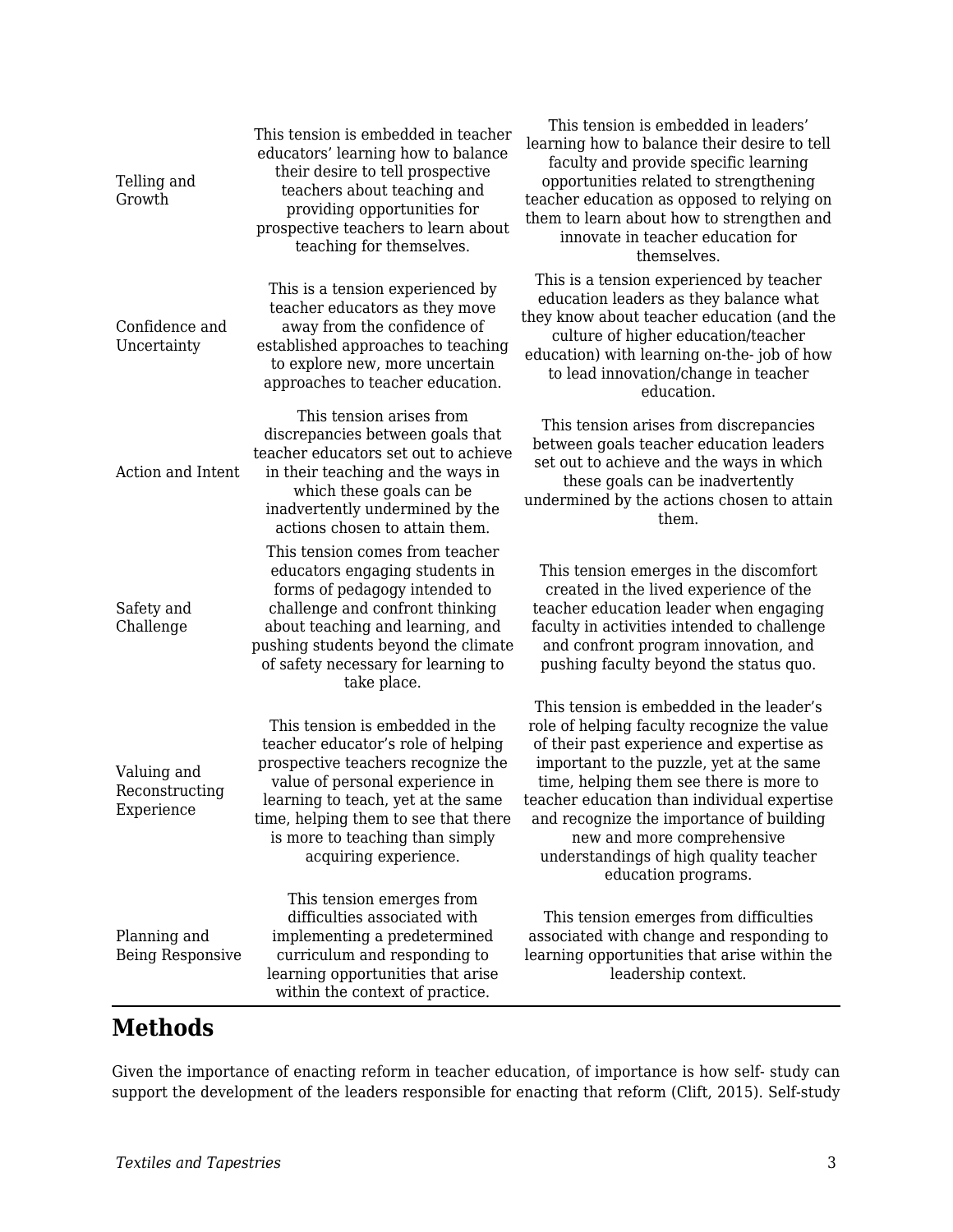| | | |
|---|---|---|
| Telling and Growth | This tension is embedded in teacher educators' learning how to balance their desire to tell prospective teachers about teaching and providing opportunities for prospective teachers to learn about teaching for themselves. | This tension is embedded in leaders' learning how to balance their desire to tell faculty and provide specific learning opportunities related to strengthening teacher education as opposed to relying on them to learn about how to strengthen and innovate in teacher education for themselves. |
| Confidence and Uncertainty | This is a tension experienced by teacher educators as they move away from the confidence of established approaches to teaching to explore new, more uncertain approaches to teacher education. | This is a tension experienced by teacher education leaders as they balance what they know about teacher education (and the culture of higher education/teacher education) with learning on-the- job of how to lead innovation/change in teacher education. |
| Action and Intent | This tension arises from discrepancies between goals that teacher educators set out to achieve in their teaching and the ways in which these goals can be inadvertently undermined by the actions chosen to attain them. | This tension arises from discrepancies between goals teacher education leaders set out to achieve and the ways in which these goals can be inadvertently undermined by the actions chosen to attain them. |
| Safety and Challenge | This tension comes from teacher educators engaging students in forms of pedagogy intended to challenge and confront thinking about teaching and learning, and pushing students beyond the climate of safety necessary for learning to take place. | This tension emerges in the discomfort created in the lived experience of the teacher education leader when engaging faculty in activities intended to challenge and confront program innovation, and pushing faculty beyond the status quo. |
| Valuing and Reconstructing Experience | This tension is embedded in the teacher educator's role of helping prospective teachers recognize the value of personal experience in learning to teach, yet at the same time, helping them to see that there is more to teaching than simply acquiring experience. | This tension is embedded in the leader's role of helping faculty recognize the value of their past experience and expertise as important to the puzzle, yet at the same time, helping them see there is more to teacher education than individual expertise and recognize the importance of building new and more comprehensive understandings of high quality teacher education programs. |
| Planning and Being Responsive | This tension emerges from difficulties associated with implementing a predetermined curriculum and responding to learning opportunities that arise within the context of practice. | This tension emerges from difficulties associated with change and responding to learning opportunities that arise within the leadership context. |

## Methods

Given the importance of enacting reform in teacher education, of importance is how self- study can support the development of the leaders responsible for enacting that reform (Clift, 2015). Self-study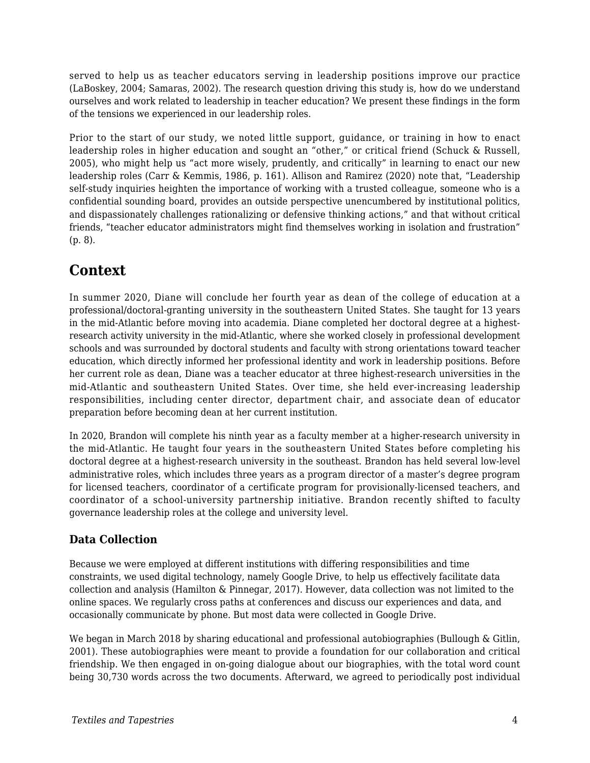served to help us as teacher educators serving in leadership positions improve our practice (LaBoskey, 2004; Samaras, 2002). The research question driving this study is, how do we understand ourselves and work related to leadership in teacher education? We present these findings in the form of the tensions we experienced in our leadership roles.

Prior to the start of our study, we noted little support, guidance, or training in how to enact leadership roles in higher education and sought an "other," or critical friend (Schuck & Russell, 2005), who might help us "act more wisely, prudently, and critically" in learning to enact our new leadership roles (Carr & Kemmis, 1986, p. 161). Allison and Ramirez (2020) note that, "Leadership self-study inquiries heighten the importance of working with a trusted colleague, someone who is a confidential sounding board, provides an outside perspective unencumbered by institutional politics, and dispassionately challenges rationalizing or defensive thinking actions," and that without critical friends, "teacher educator administrators might find themselves working in isolation and frustration" (p. 8).

## Context

In summer 2020, Diane will conclude her fourth year as dean of the college of education at a professional/doctoral-granting university in the southeastern United States. She taught for 13 years in the mid-Atlantic before moving into academia. Diane completed her doctoral degree at a highest-research activity university in the mid-Atlantic, where she worked closely in professional development schools and was surrounded by doctoral students and faculty with strong orientations toward teacher education, which directly informed her professional identity and work in leadership positions. Before her current role as dean, Diane was a teacher educator at three highest-research universities in the mid-Atlantic and southeastern United States. Over time, she held ever-increasing leadership responsibilities, including center director, department chair, and associate dean of educator preparation before becoming dean at her current institution.

In 2020, Brandon will complete his ninth year as a faculty member at a higher-research university in the mid-Atlantic. He taught four years in the southeastern United States before completing his doctoral degree at a highest-research university in the southeast. Brandon has held several low-level administrative roles, which includes three years as a program director of a master's degree program for licensed teachers, coordinator of a certificate program for provisionally-licensed teachers, and coordinator of a school-university partnership initiative. Brandon recently shifted to faculty governance leadership roles at the college and university level.

### Data Collection

Because we were employed at different institutions with differing responsibilities and time constraints, we used digital technology, namely Google Drive, to help us effectively facilitate data collection and analysis (Hamilton & Pinnegar, 2017). However, data collection was not limited to the online spaces. We regularly cross paths at conferences and discuss our experiences and data, and occasionally communicate by phone. But most data were collected in Google Drive.

We began in March 2018 by sharing educational and professional autobiographies (Bullough & Gitlin, 2001). These autobiographies were meant to provide a foundation for our collaboration and critical friendship. We then engaged in on-going dialogue about our biographies, with the total word count being 30,730 words across the two documents. Afterward, we agreed to periodically post individual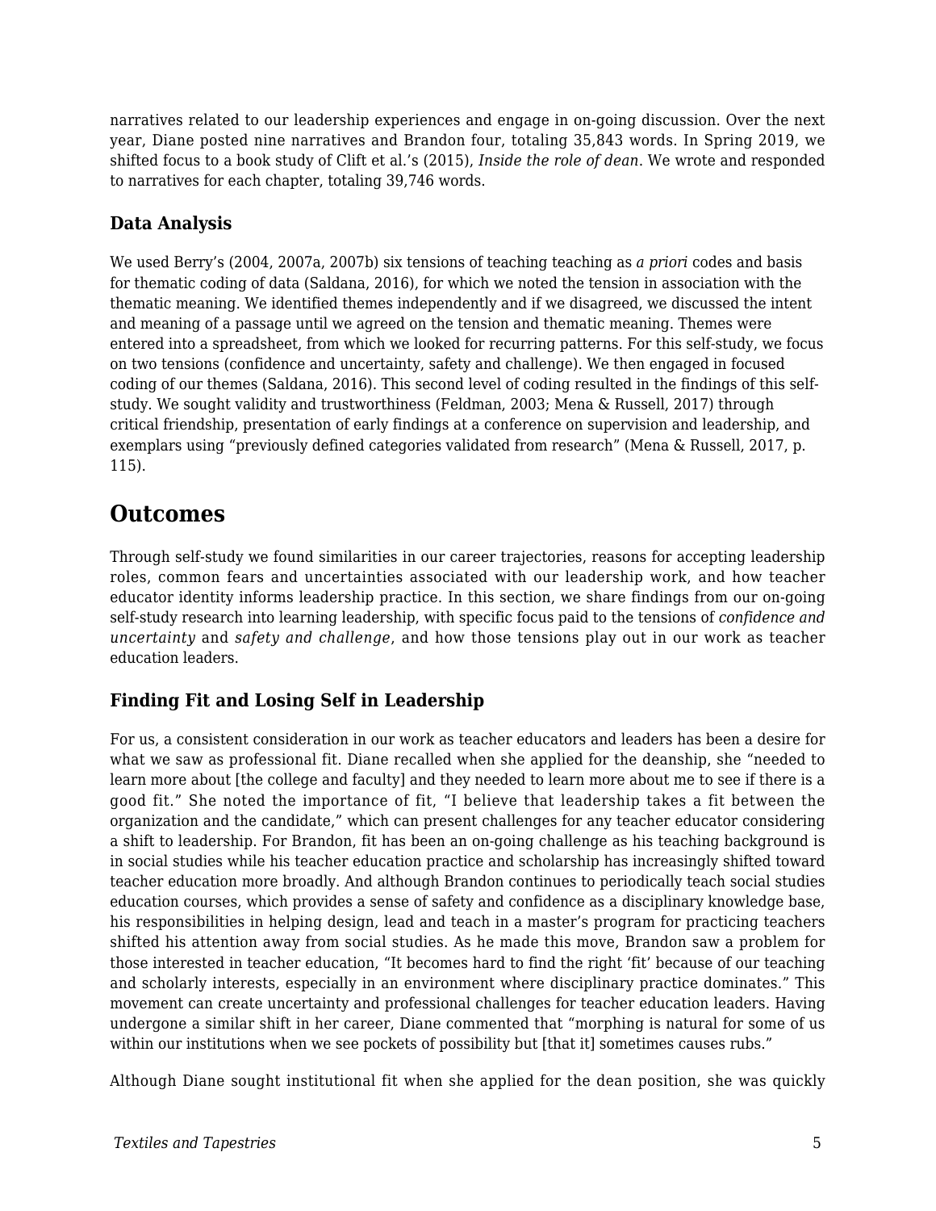narratives related to our leadership experiences and engage in on-going discussion. Over the next year, Diane posted nine narratives and Brandon four, totaling 35,843 words. In Spring 2019, we shifted focus to a book study of Clift et al.'s (2015), *Inside the role of dean*. We wrote and responded to narratives for each chapter, totaling 39,746 words.

### Data Analysis

We used Berry's (2004, 2007a, 2007b) six tensions of teaching teaching as *a priori* codes and basis for thematic coding of data (Saldana, 2016), for which we noted the tension in association with the thematic meaning. We identified themes independently and if we disagreed, we discussed the intent and meaning of a passage until we agreed on the tension and thematic meaning. Themes were entered into a spreadsheet, from which we looked for recurring patterns. For this self-study, we focus on two tensions (confidence and uncertainty, safety and challenge). We then engaged in focused coding of our themes (Saldana, 2016). This second level of coding resulted in the findings of this self-study. We sought validity and trustworthiness (Feldman, 2003; Mena & Russell, 2017) through critical friendship, presentation of early findings at a conference on supervision and leadership, and exemplars using "previously defined categories validated from research" (Mena & Russell, 2017, p. 115).

## Outcomes

Through self-study we found similarities in our career trajectories, reasons for accepting leadership roles, common fears and uncertainties associated with our leadership work, and how teacher educator identity informs leadership practice. In this section, we share findings from our on-going self-study research into learning leadership, with specific focus paid to the tensions of *confidence and uncertainty* and *safety and challenge*, and how those tensions play out in our work as teacher education leaders.

### Finding Fit and Losing Self in Leadership

For us, a consistent consideration in our work as teacher educators and leaders has been a desire for what we saw as professional fit. Diane recalled when she applied for the deanship, she "needed to learn more about [the college and faculty] and they needed to learn more about me to see if there is a good fit." She noted the importance of fit, "I believe that leadership takes a fit between the organization and the candidate," which can present challenges for any teacher educator considering a shift to leadership. For Brandon, fit has been an on-going challenge as his teaching background is in social studies while his teacher education practice and scholarship has increasingly shifted toward teacher education more broadly. And although Brandon continues to periodically teach social studies education courses, which provides a sense of safety and confidence as a disciplinary knowledge base, his responsibilities in helping design, lead and teach in a master's program for practicing teachers shifted his attention away from social studies. As he made this move, Brandon saw a problem for those interested in teacher education, "It becomes hard to find the right 'fit' because of our teaching and scholarly interests, especially in an environment where disciplinary practice dominates." This movement can create uncertainty and professional challenges for teacher education leaders. Having undergone a similar shift in her career, Diane commented that "morphing is natural for some of us within our institutions when we see pockets of possibility but [that it] sometimes causes rubs."

Although Diane sought institutional fit when she applied for the dean position, she was quickly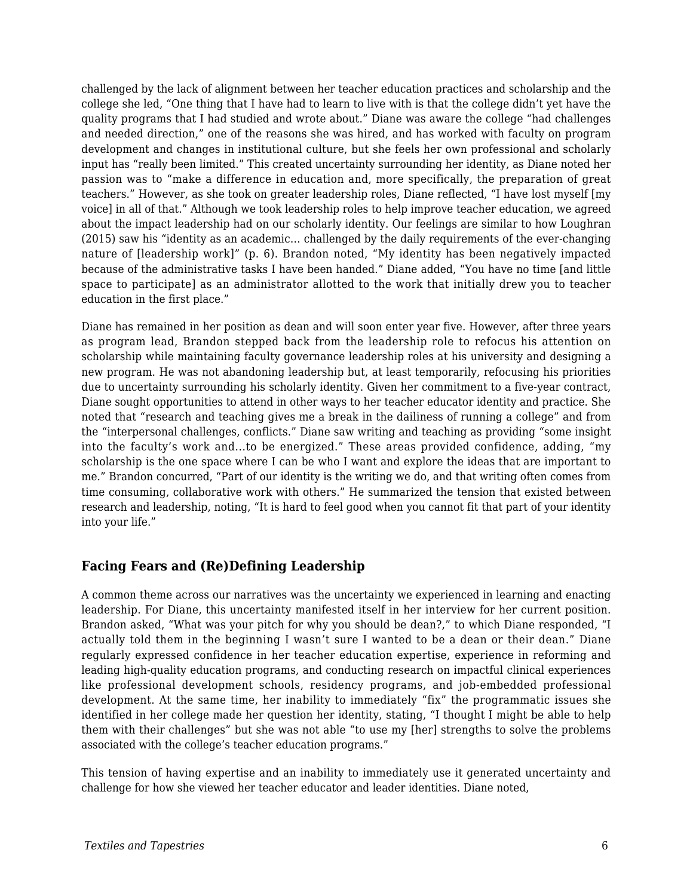challenged by the lack of alignment between her teacher education practices and scholarship and the college she led, "One thing that I have had to learn to live with is that the college didn't yet have the quality programs that I had studied and wrote about." Diane was aware the college "had challenges and needed direction," one of the reasons she was hired, and has worked with faculty on program development and changes in institutional culture, but she feels her own professional and scholarly input has "really been limited." This created uncertainty surrounding her identity, as Diane noted her passion was to "make a difference in education and, more specifically, the preparation of great teachers." However, as she took on greater leadership roles, Diane reflected, "I have lost myself [my voice] in all of that." Although we took leadership roles to help improve teacher education, we agreed about the impact leadership had on our scholarly identity. Our feelings are similar to how Loughran (2015) saw his "identity as an academic... challenged by the daily requirements of the ever-changing nature of [leadership work]" (p. 6). Brandon noted, "My identity has been negatively impacted because of the administrative tasks I have been handed." Diane added, "You have no time [and little space to participate] as an administrator allotted to the work that initially drew you to teacher education in the first place."

Diane has remained in her position as dean and will soon enter year five. However, after three years as program lead, Brandon stepped back from the leadership role to refocus his attention on scholarship while maintaining faculty governance leadership roles at his university and designing a new program. He was not abandoning leadership but, at least temporarily, refocusing his priorities due to uncertainty surrounding his scholarly identity. Given her commitment to a five-year contract, Diane sought opportunities to attend in other ways to her teacher educator identity and practice. She noted that "research and teaching gives me a break in the dailiness of running a college" and from the "interpersonal challenges, conflicts." Diane saw writing and teaching as providing "some insight into the faculty's work and…to be energized." These areas provided confidence, adding, "my scholarship is the one space where I can be who I want and explore the ideas that are important to me." Brandon concurred, "Part of our identity is the writing we do, and that writing often comes from time consuming, collaborative work with others." He summarized the tension that existed between research and leadership, noting, "It is hard to feel good when you cannot fit that part of your identity into your life."

### Facing Fears and (Re)Defining Leadership

A common theme across our narratives was the uncertainty we experienced in learning and enacting leadership. For Diane, this uncertainty manifested itself in her interview for her current position. Brandon asked, "What was your pitch for why you should be dean?," to which Diane responded, "I actually told them in the beginning I wasn't sure I wanted to be a dean or their dean." Diane regularly expressed confidence in her teacher education expertise, experience in reforming and leading high-quality education programs, and conducting research on impactful clinical experiences like professional development schools, residency programs, and job-embedded professional development. At the same time, her inability to immediately "fix" the programmatic issues she identified in her college made her question her identity, stating, "I thought I might be able to help them with their challenges" but she was not able "to use my [her] strengths to solve the problems associated with the college's teacher education programs."

This tension of having expertise and an inability to immediately use it generated uncertainty and challenge for how she viewed her teacher educator and leader identities. Diane noted,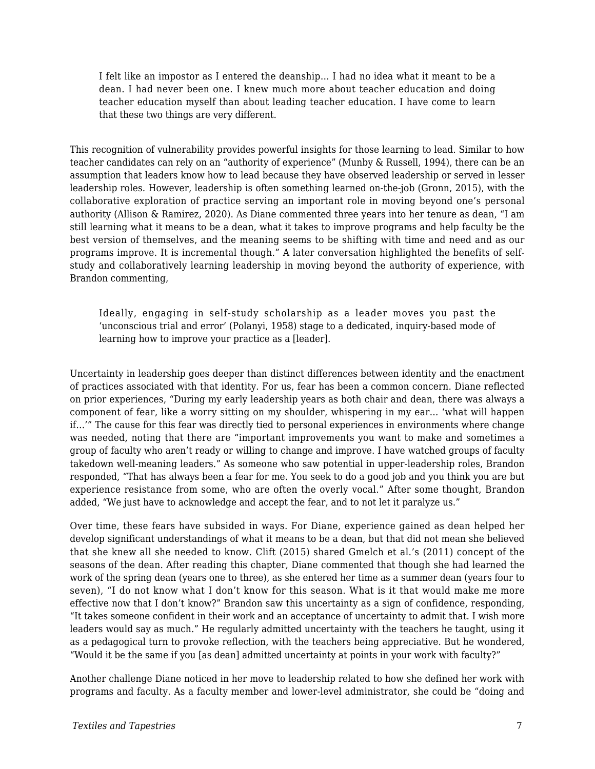> I felt like an impostor as I entered the deanship… I had no idea what it meant to be a dean. I had never been one. I knew much more about teacher education and doing teacher education myself than about leading teacher education. I have come to learn that these two things are very different.

This recognition of vulnerability provides powerful insights for those learning to lead. Similar to how teacher candidates can rely on an "authority of experience" (Munby & Russell, 1994), there can be an assumption that leaders know how to lead because they have observed leadership or served in lesser leadership roles. However, leadership is often something learned on-the-job (Gronn, 2015), with the collaborative exploration of practice serving an important role in moving beyond one's personal authority (Allison & Ramirez, 2020). As Diane commented three years into her tenure as dean, "I am still learning what it means to be a dean, what it takes to improve programs and help faculty be the best version of themselves, and the meaning seems to be shifting with time and need and as our programs improve. It is incremental though." A later conversation highlighted the benefits of self-study and collaboratively learning leadership in moving beyond the authority of experience, with Brandon commenting,

> Ideally, engaging in self-study scholarship as a leader moves you past the 'unconscious trial and error' (Polanyi, 1958) stage to a dedicated, inquiry-based mode of learning how to improve your practice as a [leader].

Uncertainty in leadership goes deeper than distinct differences between identity and the enactment of practices associated with that identity. For us, fear has been a common concern. Diane reflected on prior experiences, "During my early leadership years as both chair and dean, there was always a component of fear, like a worry sitting on my shoulder, whispering in my ear… 'what will happen if…'" The cause for this fear was directly tied to personal experiences in environments where change was needed, noting that there are "important improvements you want to make and sometimes a group of faculty who aren't ready or willing to change and improve. I have watched groups of faculty takedown well-meaning leaders." As someone who saw potential in upper-leadership roles, Brandon responded, "That has always been a fear for me. You seek to do a good job and you think you are but experience resistance from some, who are often the overly vocal." After some thought, Brandon added, "We just have to acknowledge and accept the fear, and to not let it paralyze us."

Over time, these fears have subsided in ways. For Diane, experience gained as dean helped her develop significant understandings of what it means to be a dean, but that did not mean she believed that she knew all she needed to know. Clift (2015) shared Gmelch et al.'s (2011) concept of the seasons of the dean. After reading this chapter, Diane commented that though she had learned the work of the spring dean (years one to three), as she entered her time as a summer dean (years four to seven), "I do not know what I don't know for this season. What is it that would make me more effective now that I don't know?" Brandon saw this uncertainty as a sign of confidence, responding, "It takes someone confident in their work and an acceptance of uncertainty to admit that. I wish more leaders would say as much." He regularly admitted uncertainty with the teachers he taught, using it as a pedagogical turn to provoke reflection, with the teachers being appreciative. But he wondered, "Would it be the same if you [as dean] admitted uncertainty at points in your work with faculty?"

Another challenge Diane noticed in her move to leadership related to how she defined her work with programs and faculty. As a faculty member and lower-level administrator, she could be "doing and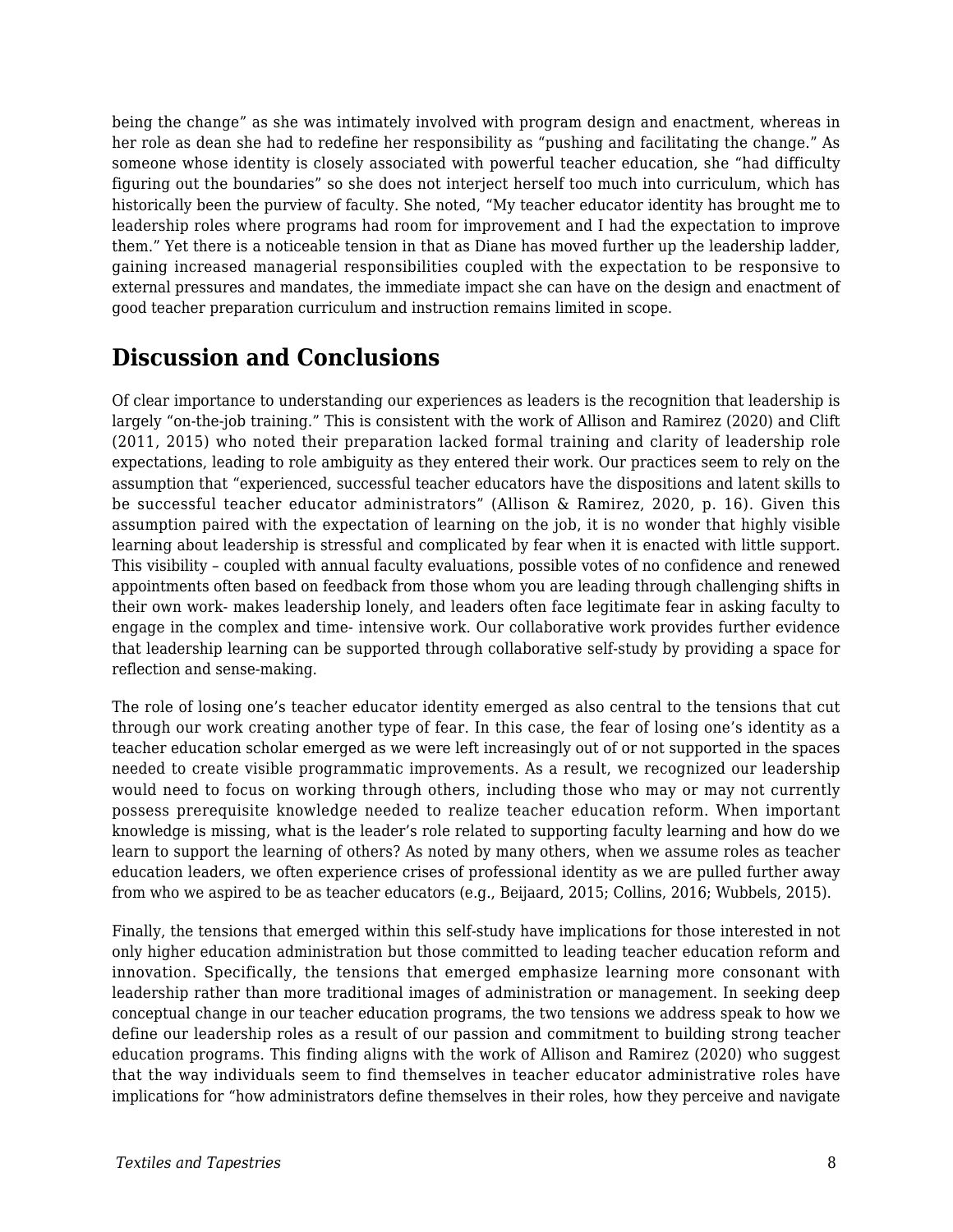being the change" as she was intimately involved with program design and enactment, whereas in her role as dean she had to redefine her responsibility as "pushing and facilitating the change." As someone whose identity is closely associated with powerful teacher education, she "had difficulty figuring out the boundaries" so she does not interject herself too much into curriculum, which has historically been the purview of faculty. She noted, "My teacher educator identity has brought me to leadership roles where programs had room for improvement and I had the expectation to improve them." Yet there is a noticeable tension in that as Diane has moved further up the leadership ladder, gaining increased managerial responsibilities coupled with the expectation to be responsive to external pressures and mandates, the immediate impact she can have on the design and enactment of good teacher preparation curriculum and instruction remains limited in scope.

## Discussion and Conclusions

Of clear importance to understanding our experiences as leaders is the recognition that leadership is largely "on-the-job training." This is consistent with the work of Allison and Ramirez (2020) and Clift (2011, 2015) who noted their preparation lacked formal training and clarity of leadership role expectations, leading to role ambiguity as they entered their work. Our practices seem to rely on the assumption that "experienced, successful teacher educators have the dispositions and latent skills to be successful teacher educator administrators" (Allison & Ramirez, 2020, p. 16). Given this assumption paired with the expectation of learning on the job, it is no wonder that highly visible learning about leadership is stressful and complicated by fear when it is enacted with little support. This visibility – coupled with annual faculty evaluations, possible votes of no confidence and renewed appointments often based on feedback from those whom you are leading through challenging shifts in their own work- makes leadership lonely, and leaders often face legitimate fear in asking faculty to engage in the complex and time- intensive work. Our collaborative work provides further evidence that leadership learning can be supported through collaborative self-study by providing a space for reflection and sense-making.

The role of losing one's teacher educator identity emerged as also central to the tensions that cut through our work creating another type of fear. In this case, the fear of losing one's identity as a teacher education scholar emerged as we were left increasingly out of or not supported in the spaces needed to create visible programmatic improvements. As a result, we recognized our leadership would need to focus on working through others, including those who may or may not currently possess prerequisite knowledge needed to realize teacher education reform. When important knowledge is missing, what is the leader's role related to supporting faculty learning and how do we learn to support the learning of others? As noted by many others, when we assume roles as teacher education leaders, we often experience crises of professional identity as we are pulled further away from who we aspired to be as teacher educators (e.g., Beijaard, 2015; Collins, 2016; Wubbels, 2015).

Finally, the tensions that emerged within this self-study have implications for those interested in not only higher education administration but those committed to leading teacher education reform and innovation. Specifically, the tensions that emerged emphasize learning more consonant with leadership rather than more traditional images of administration or management. In seeking deep conceptual change in our teacher education programs, the two tensions we address speak to how we define our leadership roles as a result of our passion and commitment to building strong teacher education programs. This finding aligns with the work of Allison and Ramirez (2020) who suggest that the way individuals seem to find themselves in teacher educator administrative roles have implications for "how administrators define themselves in their roles, how they perceive and navigate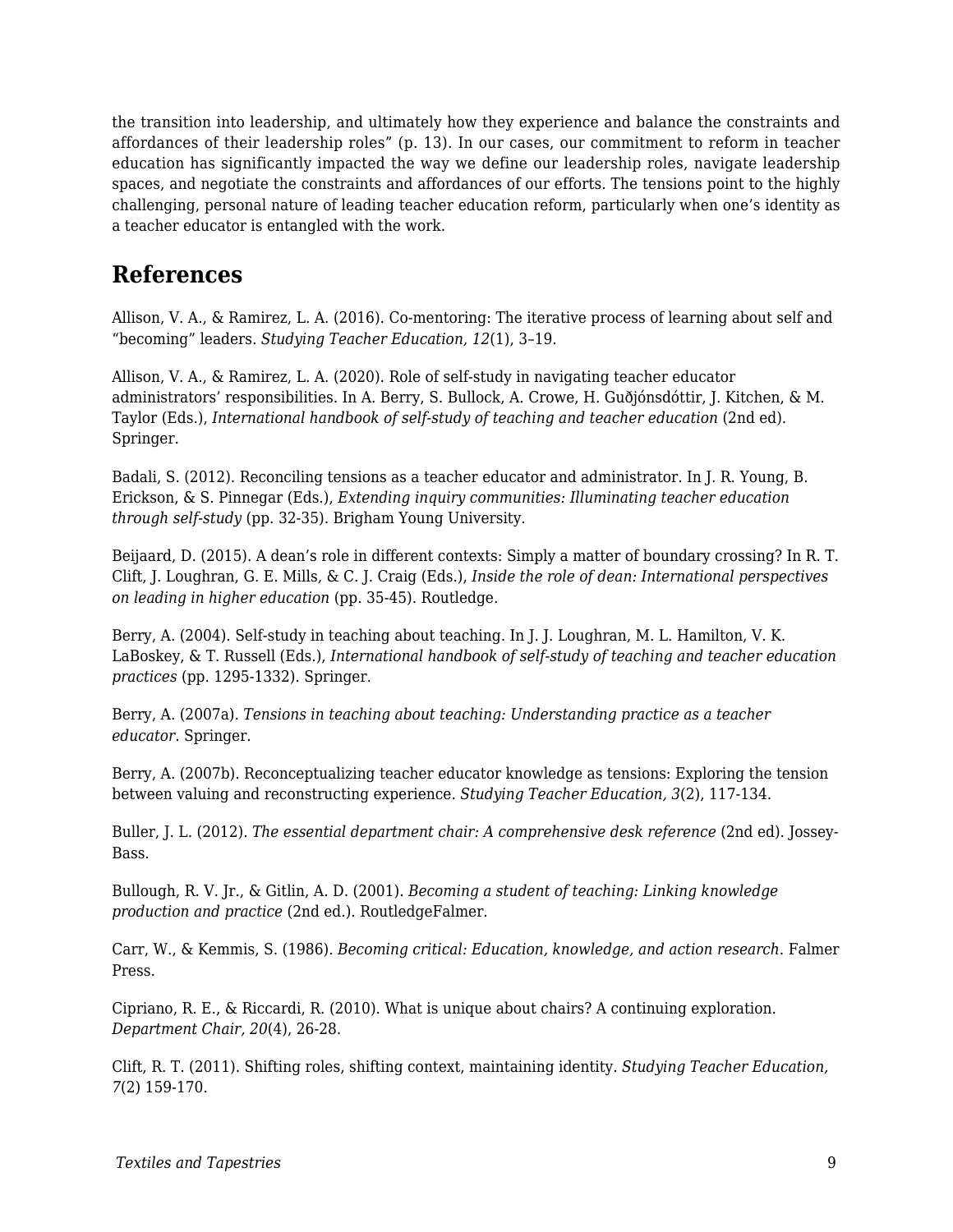the transition into leadership, and ultimately how they experience and balance the constraints and affordances of their leadership roles" (p. 13). In our cases, our commitment to reform in teacher education has significantly impacted the way we define our leadership roles, navigate leadership spaces, and negotiate the constraints and affordances of our efforts. The tensions point to the highly challenging, personal nature of leading teacher education reform, particularly when one's identity as a teacher educator is entangled with the work.

## References

Allison, V. A., & Ramirez, L. A. (2016). Co-mentoring: The iterative process of learning about self and "becoming" leaders. *Studying Teacher Education, 12*(1), 3–19.

Allison, V. A., & Ramirez, L. A. (2020). Role of self-study in navigating teacher educator administrators' responsibilities. In A. Berry, S. Bullock, A. Crowe, H. Guðjónsdóttir, J. Kitchen, & M. Taylor (Eds.), *International handbook of self-study of teaching and teacher education* (2nd ed). Springer.

Badali, S. (2012). Reconciling tensions as a teacher educator and administrator. In J. R. Young, B. Erickson, & S. Pinnegar (Eds.), *Extending inquiry communities: Illuminating teacher education through self-study* (pp. 32-35). Brigham Young University.

Beijaard, D. (2015). A dean's role in different contexts: Simply a matter of boundary crossing? In R. T. Clift, J. Loughran, G. E. Mills, & C. J. Craig (Eds.), *Inside the role of dean: International perspectives on leading in higher education* (pp. 35-45). Routledge.

Berry, A. (2004). Self-study in teaching about teaching. In J. J. Loughran, M. L. Hamilton, V. K. LaBoskey, & T. Russell (Eds.), *International handbook of self-study of teaching and teacher education practices* (pp. 1295-1332). Springer.

Berry, A. (2007a). *Tensions in teaching about teaching: Understanding practice as a teacher educator*. Springer.

Berry, A. (2007b). Reconceptualizing teacher educator knowledge as tensions: Exploring the tension between valuing and reconstructing experience. *Studying Teacher Education, 3*(2), 117-134.

Buller, J. L. (2012). *The essential department chair: A comprehensive desk reference* (2nd ed). Jossey-Bass.

Bullough, R. V. Jr., & Gitlin, A. D. (2001). *Becoming a student of teaching: Linking knowledge production and practice* (2nd ed.). RoutledgeFalmer.

Carr, W., & Kemmis, S. (1986). *Becoming critical: Education, knowledge, and action research*. Falmer Press.

Cipriano, R. E., & Riccardi, R. (2010). What is unique about chairs? A continuing exploration. *Department Chair, 20*(4), 26-28.

Clift, R. T. (2011). Shifting roles, shifting context, maintaining identity. *Studying Teacher Education, 7*(2) 159-170.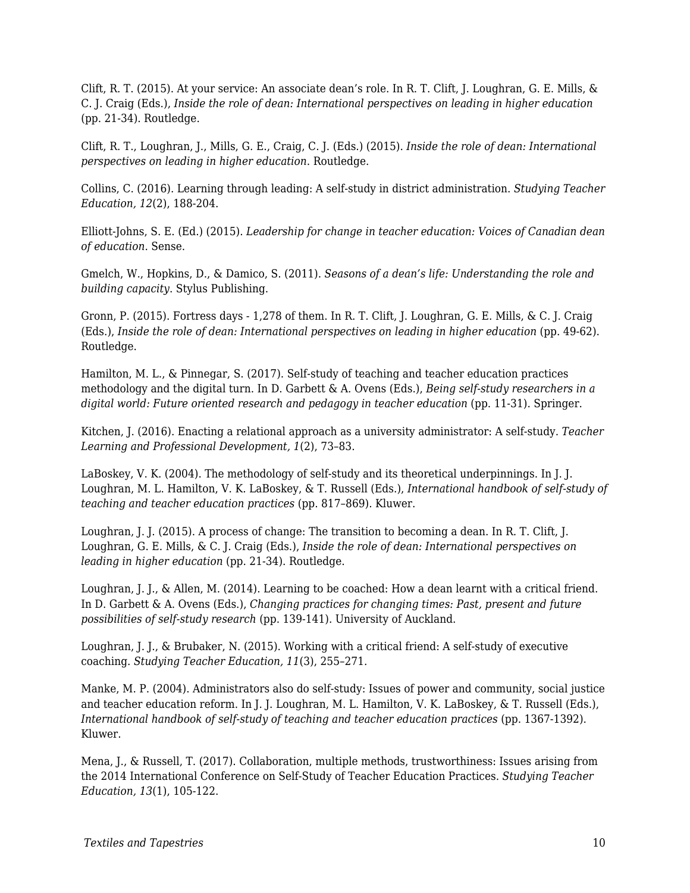Clift, R. T. (2015). At your service: An associate dean’s role. In R. T. Clift, J. Loughran, G. E. Mills, & C. J. Craig (Eds.), *Inside the role of dean: International perspectives on leading in higher education* (pp. 21-34). Routledge.

Clift, R. T., Loughran, J., Mills, G. E., Craig, C. J. (Eds.) (2015). *Inside the role of dean: International perspectives on leading in higher education*. Routledge.

Collins, C. (2016). Learning through leading: A self-study in district administration. *Studying Teacher Education, 12*(2), 188-204.

Elliott-Johns, S. E. (Ed.) (2015). *Leadership for change in teacher education: Voices of Canadian dean of education*. Sense.

Gmelch, W., Hopkins, D., & Damico, S. (2011). *Seasons of a dean’s life: Understanding the role and building capacity*. Stylus Publishing.

Gronn, P. (2015). Fortress days - 1,278 of them. In R. T. Clift, J. Loughran, G. E. Mills, & C. J. Craig (Eds.), *Inside the role of dean: International perspectives on leading in higher education* (pp. 49-62). Routledge.

Hamilton, M. L., & Pinnegar, S. (2017). Self-study of teaching and teacher education practices methodology and the digital turn. In D. Garbett & A. Ovens (Eds.), *Being self-study researchers in a digital world: Future oriented research and pedagogy in teacher education* (pp. 11-31). Springer.

Kitchen, J. (2016). Enacting a relational approach as a university administrator: A self-study. *Teacher Learning and Professional Development, 1*(2), 73–83.

LaBoskey, V. K. (2004). The methodology of self-study and its theoretical underpinnings. In J. J. Loughran, M. L. Hamilton, V. K. LaBoskey, & T. Russell (Eds.), *International handbook of self-study of teaching and teacher education practices* (pp. 817–869). Kluwer.

Loughran, J. J. (2015). A process of change: The transition to becoming a dean. In R. T. Clift, J. Loughran, G. E. Mills, & C. J. Craig (Eds.), *Inside the role of dean: International perspectives on leading in higher education* (pp. 21-34). Routledge.

Loughran, J. J., & Allen, M. (2014). Learning to be coached: How a dean learnt with a critical friend. In D. Garbett & A. Ovens (Eds.), *Changing practices for changing times: Past, present and future possibilities of self-study research* (pp. 139-141). University of Auckland.

Loughran, J. J., & Brubaker, N. (2015). Working with a critical friend: A self-study of executive coaching. *Studying Teacher Education, 11*(3), 255–271.

Manke, M. P. (2004). Administrators also do self-study: Issues of power and community, social justice and teacher education reform. In J. J. Loughran, M. L. Hamilton, V. K. LaBoskey, & T. Russell (Eds.), *International handbook of self-study of teaching and teacher education practices* (pp. 1367-1392). Kluwer.

Mena, J., & Russell, T. (2017). Collaboration, multiple methods, trustworthiness: Issues arising from the 2014 International Conference on Self-Study of Teacher Education Practices. *Studying Teacher Education, 13*(1), 105-122.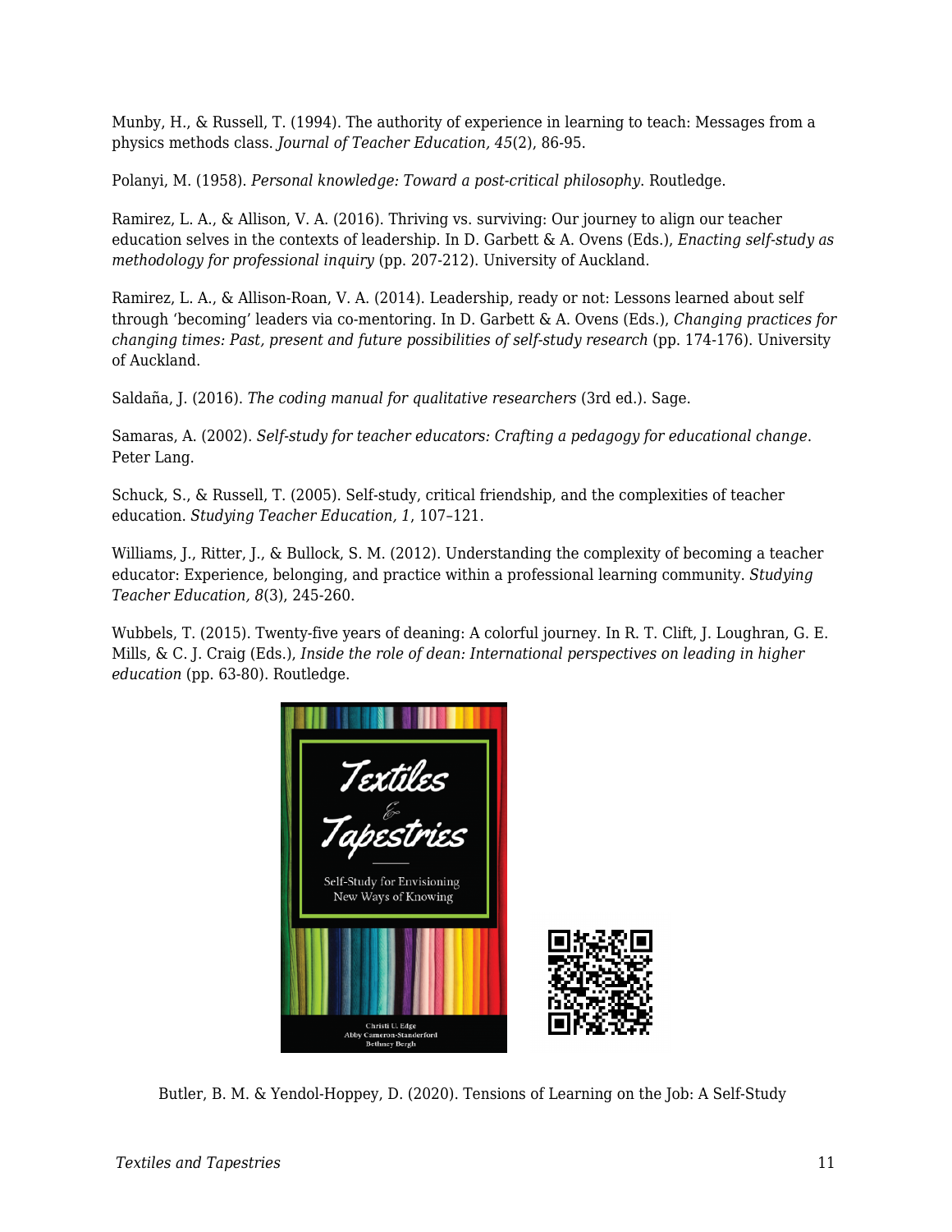Munby, H., & Russell, T. (1994). The authority of experience in learning to teach: Messages from a physics methods class. *Journal of Teacher Education, 45*(2), 86-95.

Polanyi, M. (1958). *Personal knowledge: Toward a post-critical philosophy*. Routledge.

Ramirez, L. A., & Allison, V. A. (2016). Thriving vs. surviving: Our journey to align our teacher education selves in the contexts of leadership. In D. Garbett & A. Ovens (Eds.), *Enacting self-study as methodology for professional inquiry* (pp. 207-212). University of Auckland.

Ramirez, L. A., & Allison-Roan, V. A. (2014). Leadership, ready or not: Lessons learned about self through 'becoming' leaders via co-mentoring. In D. Garbett & A. Ovens (Eds.), *Changing practices for changing times: Past, present and future possibilities of self-study research* (pp. 174-176). University of Auckland.

Saldaña, J. (2016). *The coding manual for qualitative researchers* (3rd ed.). Sage.

Samaras, A. (2002). *Self-study for teacher educators: Crafting a pedagogy for educational change*. Peter Lang.

Schuck, S., & Russell, T. (2005). Self-study, critical friendship, and the complexities of teacher education. *Studying Teacher Education, 1*, 107–121.

Williams, J., Ritter, J., & Bullock, S. M. (2012). Understanding the complexity of becoming a teacher educator: Experience, belonging, and practice within a professional learning community. *Studying Teacher Education, 8*(3), 245-260.

Wubbels, T. (2015). Twenty-five years of deaning: A colorful journey. In R. T. Clift, J. Loughran, G. E. Mills, & C. J. Craig (Eds.), *Inside the role of dean: International perspectives on leading in higher education* (pp. 63-80). Routledge.

Butler, B. M. & Yendol-Hoppey, D. (2020). Tensions of Learning on the Job: A Self-Study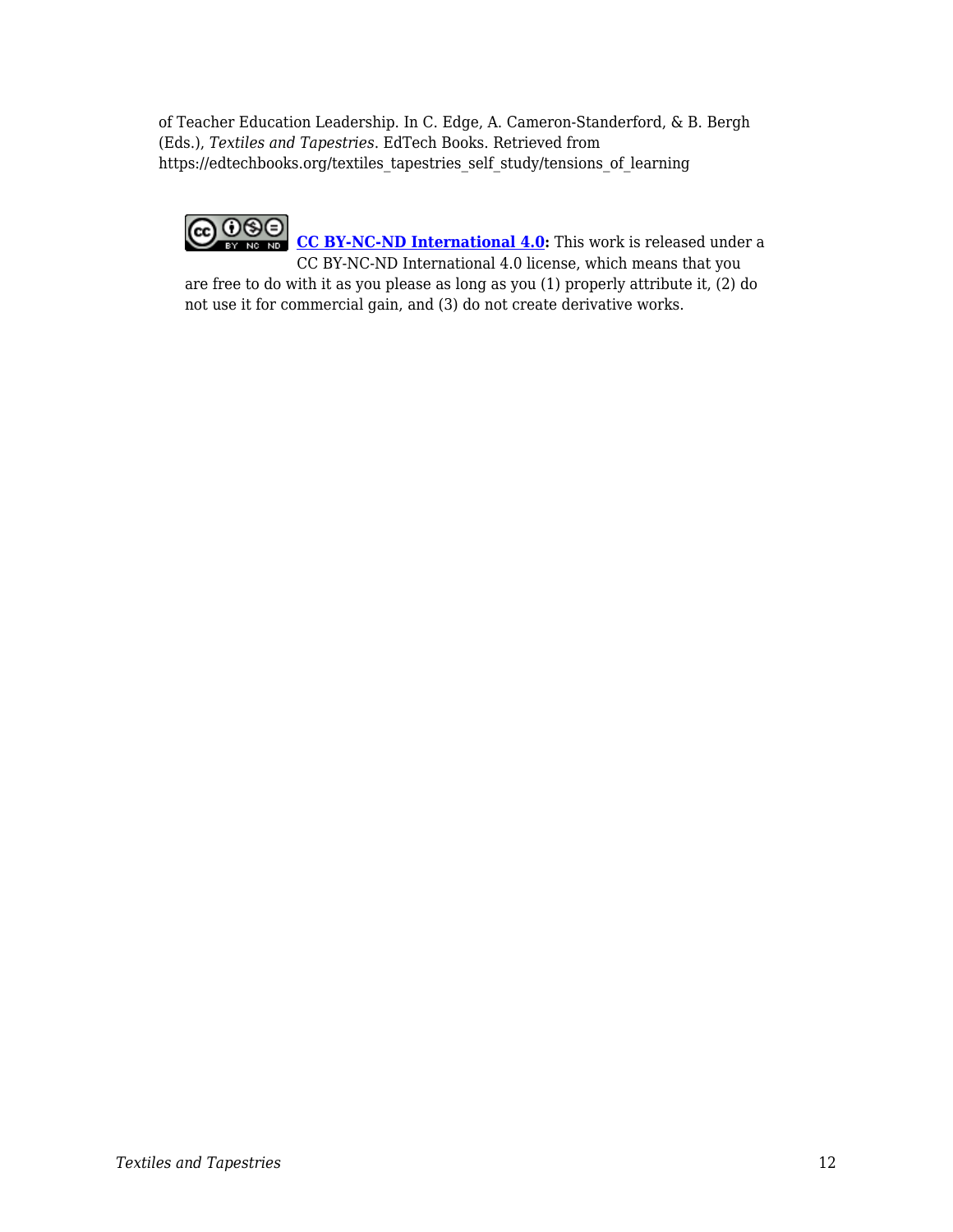of Teacher Education Leadership. In C. Edge, A. Cameron-Standerford, & B. Bergh (Eds.), *Textiles and Tapestries*. EdTech Books. Retrieved from https://edtechbooks.org/textiles_tapestries_self_study/tensions_of_learning

**[CC BY-NC-ND International 4.0](https://creativecommons.org/licenses/by-nc-nd/4.0/):** This work is released under a CC BY-NC-ND International 4.0 license, which means that you are free to do with it as you please as long as you (1) properly attribute it, (2) do not use it for commercial gain, and (3) do not create derivative works.